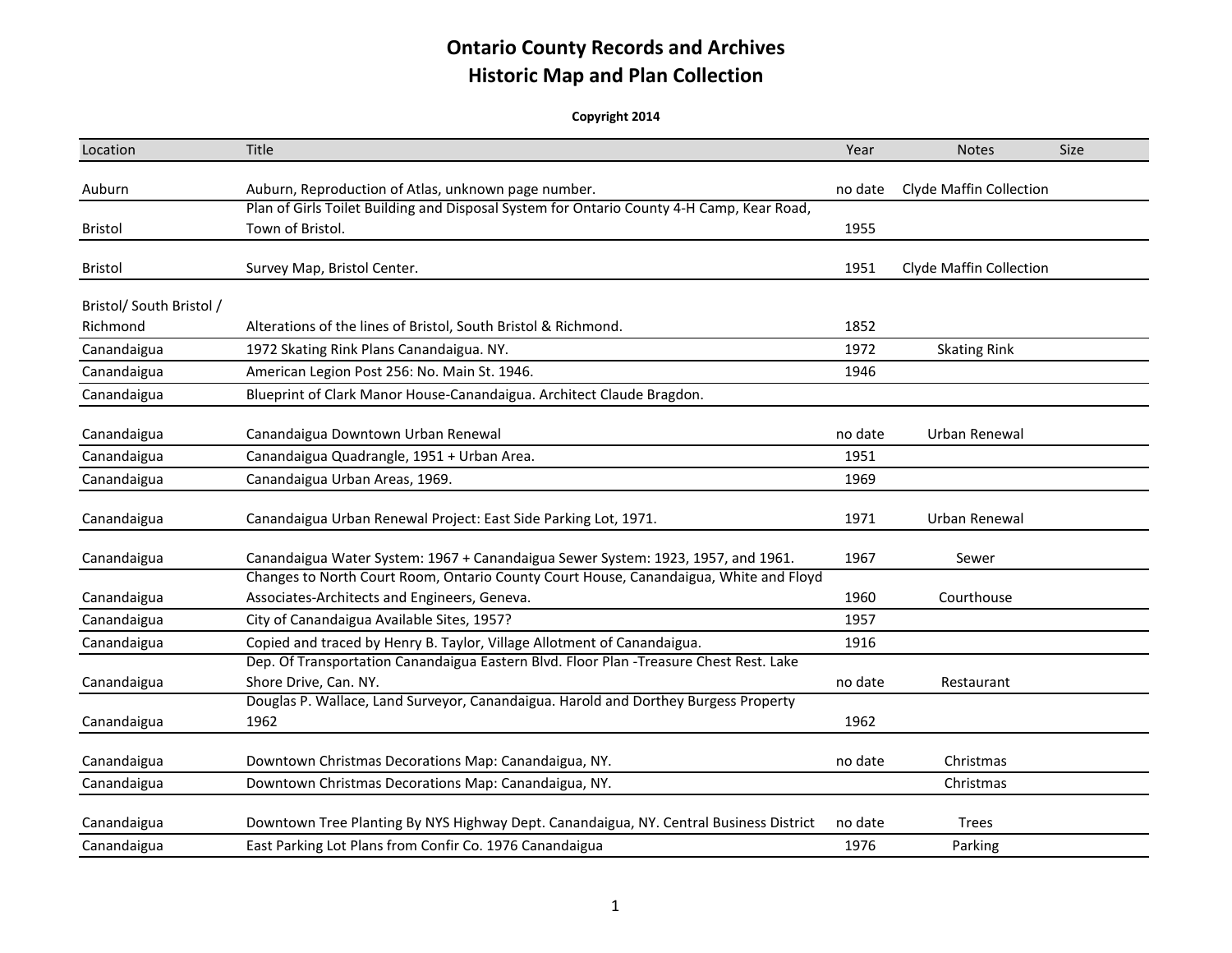# Ontario County Records and Archives
# Historic Map and Plan Collection

**Copyright 2014**

| Location | Title | Year | Notes | Size |
|---|---|---|---|---|
| Auburn | Auburn, Reproduction of Atlas, unknown page number. | no date | Clyde Maffin Collection | |
| Bristol | Plan of Girls Toilet Building and Disposal System for Ontario County 4-H Camp, Kear Road, Town of Bristol. | 1955 | | |
| Bristol | Survey Map, Bristol Center. | 1951 | Clyde Maffin Collection | |
| Bristol/ South Bristol / Richmond | Alterations of the lines of Bristol, South Bristol & Richmond. | 1852 | | |
| Canandaigua | 1972 Skating Rink Plans Canandaigua. NY. | 1972 | Skating Rink | |
| Canandaigua | American Legion Post 256: No. Main St. 1946. | 1946 | | |
| Canandaigua | Blueprint of Clark Manor House-Canandaigua. Architect Claude Bragdon. | | | |
| Canandaigua | Canandaigua Downtown Urban Renewal | no date | Urban Renewal | |
| Canandaigua | Canandaigua Quadrangle, 1951 + Urban Area. | 1951 | | |
| Canandaigua | Canandaigua Urban Areas, 1969. | 1969 | | |
| Canandaigua | Canandaigua Urban Renewal Project: East Side Parking Lot, 1971. | 1971 | Urban Renewal | |
| Canandaigua | Canandaigua Water System: 1967 + Canandaigua Sewer System: 1923, 1957, and 1961. | 1967 | Sewer | |
| Canandaigua | Changes to North Court Room, Ontario County Court House, Canandaigua, White and Floyd Associates-Architects and Engineers, Geneva. | 1960 | Courthouse | |
| Canandaigua | City of Canandaigua Available Sites, 1957? | 1957 | | |
| Canandaigua | Copied and traced by Henry B. Taylor, Village Allotment of Canandaigua. | 1916 | | |
| Canandaigua | Dep. Of Transportation Canandaigua Eastern Blvd. Floor Plan -Treasure Chest Rest. Lake Shore Drive, Can. NY. | no date | Restaurant | |
| Canandaigua | Douglas P. Wallace, Land Surveyor, Canandaigua. Harold and Dorthey Burgess Property 1962 | 1962 | | |
| Canandaigua | Downtown Christmas Decorations Map: Canandaigua, NY. | no date | Christmas | |
| Canandaigua | Downtown Christmas Decorations Map: Canandaigua, NY. | | Christmas | |
| Canandaigua | Downtown Tree Planting By NYS Highway Dept. Canandaigua, NY. Central Business District | no date | Trees | |
| Canandaigua | East Parking Lot Plans from Confir Co. 1976 Canandaigua | 1976 | Parking | |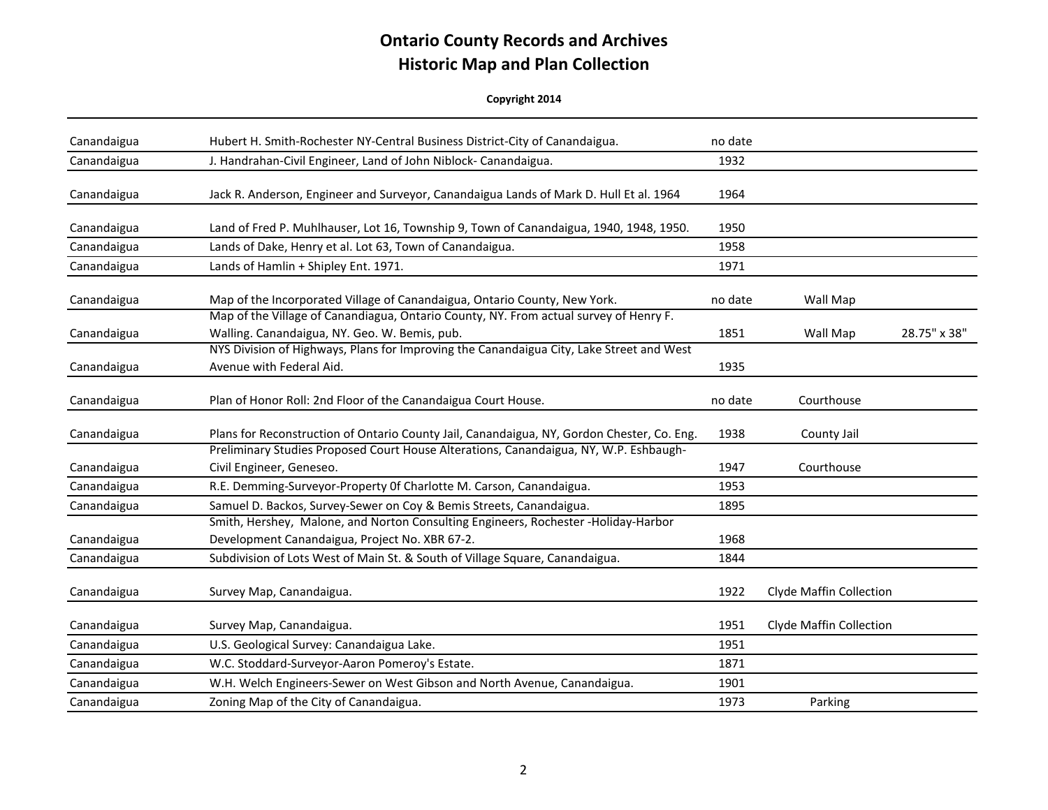# Ontario County Records and Archives
## Historic Map and Plan Collection

**Copyright 2014**

| | | | | |
|---|---|---|---|---|
| Canandaigua | Hubert H. Smith-Rochester NY-Central Business District-City of Canandaigua. | no date | | |
| Canandaigua | J. Handrahan-Civil Engineer, Land of John Niblock- Canandaigua. | 1932 | | |
| Canandaigua | Jack R. Anderson, Engineer and Surveyor, Canandaigua Lands of Mark D. Hull Et al. 1964 | 1964 | | |
| Canandaigua | Land of Fred P. Muhlhauser, Lot 16, Township 9, Town of Canandaigua, 1940, 1948, 1950. | 1950 | | |
| Canandaigua | Lands of Dake, Henry et al. Lot 63, Town of Canandaigua. | 1958 | | |
| Canandaigua | Lands of Hamlin + Shipley Ent. 1971. | 1971 | | |
| Canandaigua | Map of the Incorporated Village of Canandaigua, Ontario County, New York. | no date | Wall Map | |
| Canandaigua | Map of the Village of Canandiagua, Ontario County, NY. From actual survey of Henry F. Walling. Canandaigua, NY. Geo. W. Bemis, pub. | 1851 | Wall Map | 28.75" x 38" |
| Canandaigua | NYS Division of Highways, Plans for Improving the Canandaigua City, Lake Street and West Avenue with Federal Aid. | 1935 | | |
| Canandaigua | Plan of Honor Roll: 2nd Floor of the Canandaigua Court House. | no date | Courthouse | |
| Canandaigua | Plans for Reconstruction of Ontario County Jail, Canandaigua, NY, Gordon Chester, Co. Eng. | 1938 | County Jail | |
| Canandaigua | Preliminary Studies Proposed Court House Alterations, Canandaigua, NY, W.P. Eshbaugh-Civil Engineer, Geneseo. | 1947 | Courthouse | |
| Canandaigua | R.E. Demming-Surveyor-Property 0f Charlotte M. Carson, Canandaigua. | 1953 | | |
| Canandaigua | Samuel D. Backos, Survey-Sewer on Coy & Bemis Streets, Canandaigua. | 1895 | | |
| Canandaigua | Smith, Hershey, Malone, and Norton Consulting Engineers, Rochester -Holiday-Harbor Development Canandaigua, Project No. XBR 67-2. | 1968 | | |
| Canandaigua | Subdivision of Lots West of Main St. & South of Village Square, Canandaigua. | 1844 | | |
| Canandaigua | Survey Map, Canandaigua. | 1922 | Clyde Maffin Collection | |
| Canandaigua | Survey Map, Canandaigua. | 1951 | Clyde Maffin Collection | |
| Canandaigua | U.S. Geological Survey: Canandaigua Lake. | 1951 | | |
| Canandaigua | W.C. Stoddard-Surveyor-Aaron Pomeroy's Estate. | 1871 | | |
| Canandaigua | W.H. Welch Engineers-Sewer on West Gibson and North Avenue, Canandaigua. | 1901 | | |
| Canandaigua | Zoning Map of the City of Canandaigua. | 1973 | Parking | |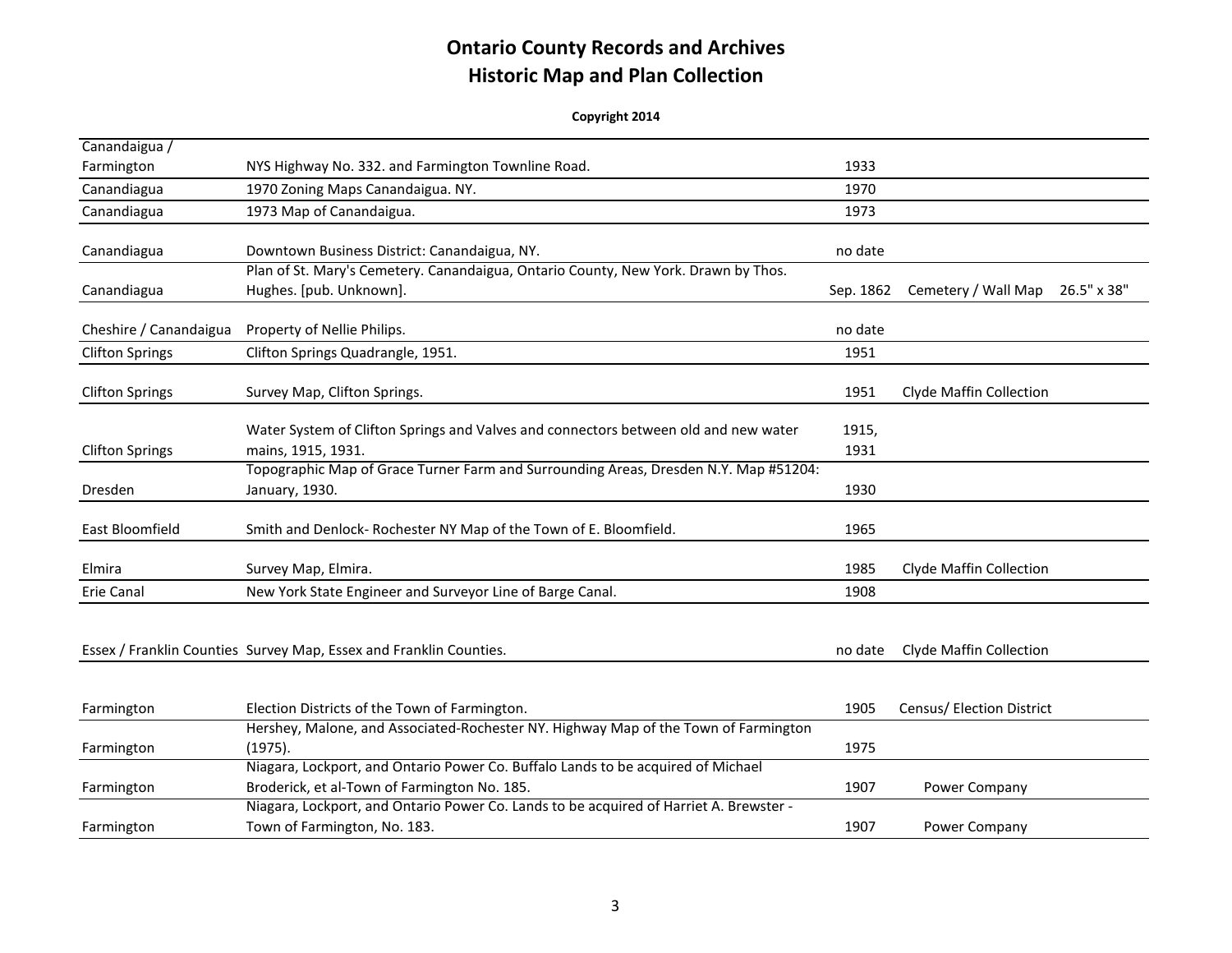# Ontario County Records and Archives
## Historic Map and Plan Collection

**Copyright 2014**

| | | | | |
|---|---|---|---|---|
| Canandaigua / Farmington | NYS Highway No. 332. and Farmington Townline Road. | 1933 | | |
| Canandiagua | 1970 Zoning Maps Canandaigua. NY. | 1970 | | |
| Canandiagua | 1973 Map of Canandaigua. | 1973 | | |
| Canandiagua | Downtown Business District: Canandaigua, NY. | no date | | |
| Canandiagua | Plan of St. Mary's Cemetery. Canandaigua, Ontario County, New York. Drawn by Thos. Hughes. [pub. Unknown]. | Sep. 1862 | Cemetery / Wall Map | 26.5" x 38" |
| Cheshire / Canandaigua | Property of Nellie Philips. | no date | | |
| Clifton Springs | Clifton Springs Quadrangle, 1951. | 1951 | | |
| Clifton Springs | Survey Map, Clifton Springs. | 1951 | Clyde Maffin Collection | |
| Clifton Springs | Water System of Clifton Springs and Valves and connectors between old and new water mains, 1915, 1931. | 1915, 1931 | | |
| Dresden | Topographic Map of Grace Turner Farm and Surrounding Areas, Dresden N.Y. Map #51204: January, 1930. | 1930 | | |
| East Bloomfield | Smith and Denlock- Rochester NY Map of the Town of E. Bloomfield. | 1965 | | |
| Elmira | Survey Map, Elmira. | 1985 | Clyde Maffin Collection | |
| Erie Canal | New York State Engineer and Surveyor Line of Barge Canal. | 1908 | | |
| Essex / Franklin Counties | Survey Map, Essex and Franklin Counties. | no date | Clyde Maffin Collection | |
| Farmington | Election Districts of the Town of Farmington. | 1905 | Census/ Election District | |
| Farmington | Hershey, Malone, and Associated-Rochester NY. Highway Map of the Town of Farmington (1975). | 1975 | | |
| Farmington | Niagara, Lockport, and Ontario Power Co. Buffalo Lands to be acquired of Michael Broderick, et al-Town of Farmington No. 185. | 1907 | Power Company | |
| Farmington | Niagara, Lockport, and Ontario Power Co. Lands to be acquired of Harriet A. Brewster - Town of Farmington, No. 183. | 1907 | Power Company | |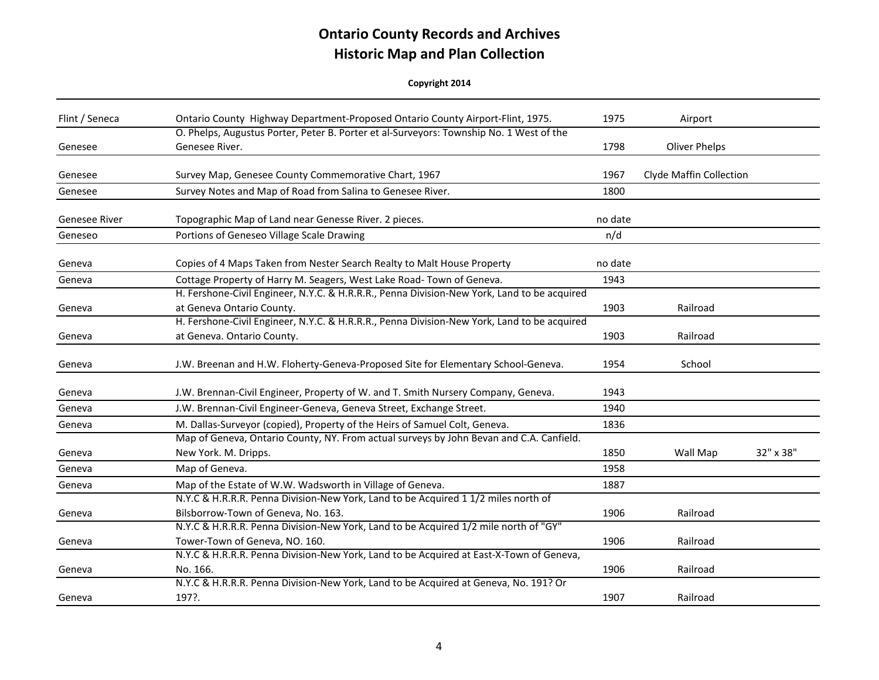# Ontario County Records and Archives
## Historic Map and Plan Collection

**Copyright 2014**

| | | | | |
|---|---|---|---|---|
| Flint / Seneca | Ontario County Highway Department-Proposed Ontario County Airport-Flint, 1975. | 1975 | Airport | |
| Genesee | O. Phelps, Augustus Porter, Peter B. Porter et al-Surveyors: Township No. 1 West of the Genesee River. | 1798 | Oliver Phelps | |
| Genesee | Survey Map, Genesee County Commemorative Chart, 1967 | 1967 | Clyde Maffin Collection | |
| Genesee | Survey Notes and Map of Road from Salina to Genesee River. | 1800 | | |
| Genesee River | Topographic Map of Land near Genesse River. 2 pieces. | no date | | |
| Geneseo | Portions of Geneseo Village Scale Drawing | n/d | | |
| Geneva | Copies of 4 Maps Taken from Nester Search Realty to Malt House Property | no date | | |
| Geneva | Cottage Property of Harry M. Seagers, West Lake Road- Town of Geneva. | 1943 | | |
| Geneva | H. Fershone-Civil Engineer, N.Y.C. & H.R.R.R., Penna Division-New York, Land to be acquired at Geneva Ontario County. | 1903 | Railroad | |
| Geneva | H. Fershone-Civil Engineer, N.Y.C. & H.R.R.R., Penna Division-New York, Land to be acquired at Geneva. Ontario County. | 1903 | Railroad | |
| Geneva | J.W. Breenan and H.W. Floherty-Geneva-Proposed Site for Elementary School-Geneva. | 1954 | School | |
| Geneva | J.W. Brennan-Civil Engineer, Property of W. and T. Smith Nursery Company, Geneva. | 1943 | | |
| Geneva | J.W. Brennan-Civil Engineer-Geneva, Geneva Street, Exchange Street. | 1940 | | |
| Geneva | M. Dallas-Surveyor (copied), Property of the Heirs of Samuel Colt, Geneva. | 1836 | | |
| Geneva | Map of Geneva, Ontario County, NY. From actual surveys by John Bevan and C.A. Canfield. New York. M. Dripps. | 1850 | Wall Map | 32" x 38" |
| Geneva | Map of Geneva. | 1958 | | |
| Geneva | Map of the Estate of W.W. Wadsworth in Village of Geneva. | 1887 | | |
| Geneva | N.Y.C & H.R.R.R. Penna Division-New York, Land to be Acquired 1 1/2 miles north of Bilsborrow-Town of Geneva, No. 163. | 1906 | Railroad | |
| Geneva | N.Y.C & H.R.R.R. Penna Division-New York, Land to be Acquired 1/2 mile north of "GY" Tower-Town of Geneva, NO. 160. | 1906 | Railroad | |
| Geneva | N.Y.C & H.R.R.R. Penna Division-New York, Land to be Acquired at East-X-Town of Geneva, No. 166. | 1906 | Railroad | |
| Geneva | N.Y.C & H.R.R.R. Penna Division-New York, Land to be Acquired at Geneva, No. 191? Or 197?. | 1907 | Railroad | |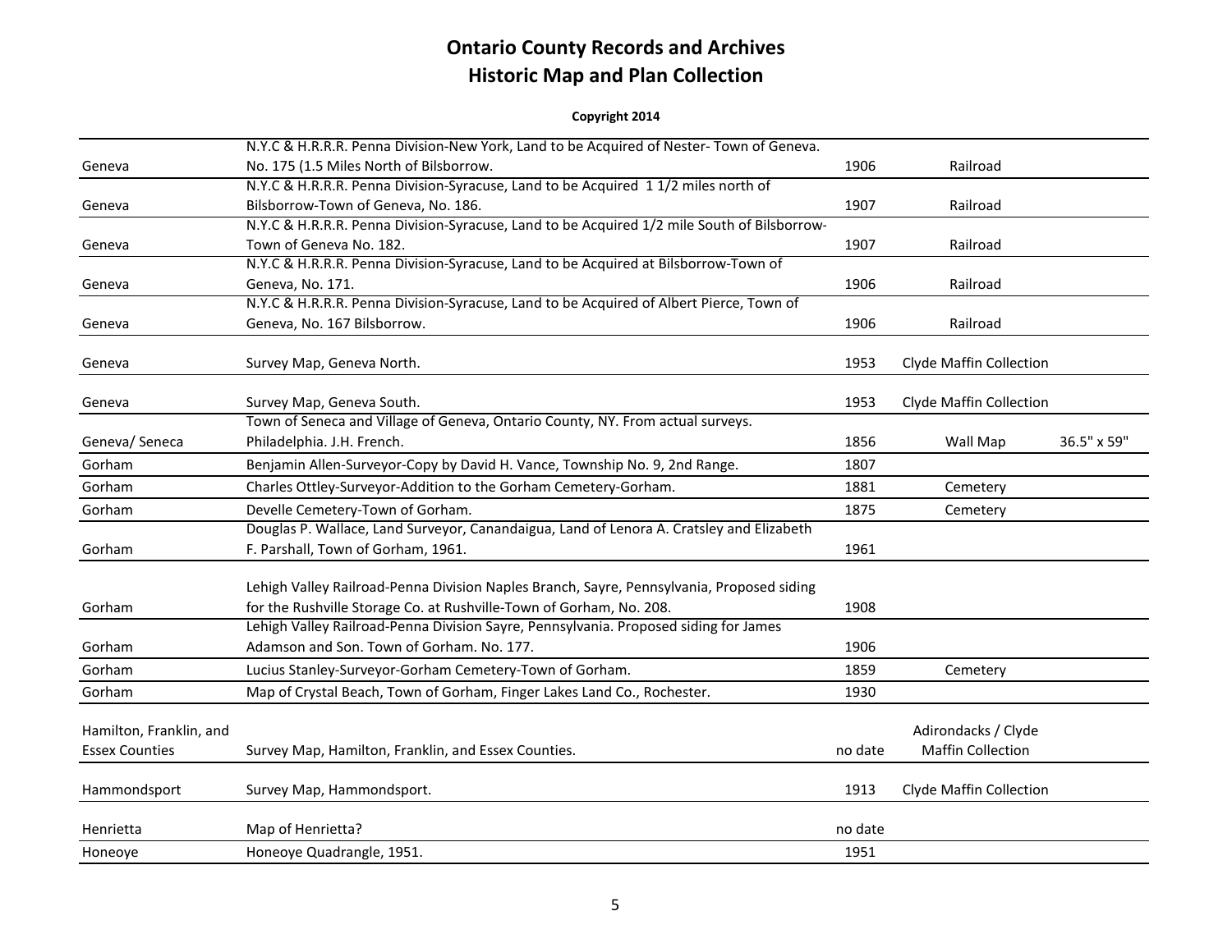# Ontario County Records and Archives
## Historic Map and Plan Collection

**Copyright 2014**

| | | | | |
|---|---|---|---|---|
| Geneva | N.Y.C & H.R.R.R. Penna Division-New York, Land to be Acquired of Nester- Town of Geneva. No. 175 (1.5 Miles North of Bilsborrow. | 1906 | Railroad | |
| Geneva | N.Y.C & H.R.R.R. Penna Division-Syracuse, Land to be Acquired 1 1/2 miles north of Bilsborrow-Town of Geneva, No. 186. | 1907 | Railroad | |
| Geneva | N.Y.C & H.R.R.R. Penna Division-Syracuse, Land to be Acquired 1/2 mile South of Bilsborrow-Town of Geneva No. 182. | 1907 | Railroad | |
| Geneva | N.Y.C & H.R.R.R. Penna Division-Syracuse, Land to be Acquired at Bilsborrow-Town of Geneva, No. 171. | 1906 | Railroad | |
| Geneva | N.Y.C & H.R.R.R. Penna Division-Syracuse, Land to be Acquired of Albert Pierce, Town of Geneva, No. 167 Bilsborrow. | 1906 | Railroad | |
| Geneva | Survey Map, Geneva North. | 1953 | Clyde Maffin Collection | |
| Geneva | Survey Map, Geneva South. | 1953 | Clyde Maffin Collection | |
| Geneva/ Seneca | Town of Seneca and Village of Geneva, Ontario County, NY. From actual surveys. Philadelphia. J.H. French. | 1856 | Wall Map | 36.5" x 59" |
| Gorham | Benjamin Allen-Surveyor-Copy by David H. Vance, Township No. 9, 2nd Range. | 1807 | | |
| Gorham | Charles Ottley-Surveyor-Addition to the Gorham Cemetery-Gorham. | 1881 | Cemetery | |
| Gorham | Develle Cemetery-Town of Gorham. | 1875 | Cemetery | |
| Gorham | Douglas P. Wallace, Land Surveyor, Canandaigua, Land of Lenora A. Cratsley and Elizabeth F. Parshall, Town of Gorham, 1961. | 1961 | | |
| Gorham | Lehigh Valley Railroad-Penna Division Naples Branch, Sayre, Pennsylvania, Proposed siding for the Rushville Storage Co. at Rushville-Town of Gorham, No. 208. | 1908 | | |
| Gorham | Lehigh Valley Railroad-Penna Division Sayre, Pennsylvania. Proposed siding for James Adamson and Son. Town of Gorham. No. 177. | 1906 | | |
| Gorham | Lucius Stanley-Surveyor-Gorham Cemetery-Town of Gorham. | 1859 | Cemetery | |
| Gorham | Map of Crystal Beach, Town of Gorham, Finger Lakes Land Co., Rochester. | 1930 | | |
| Hamilton, Franklin, and Essex Counties | Survey Map, Hamilton, Franklin, and Essex Counties. | no date | Adirondacks / Clyde Maffin Collection | |
| Hammondsport | Survey Map, Hammondsport. | 1913 | Clyde Maffin Collection | |
| Henrietta | Map of Henrietta? | no date | | |
| Honeoye | Honeoye Quadrangle, 1951. | 1951 | | |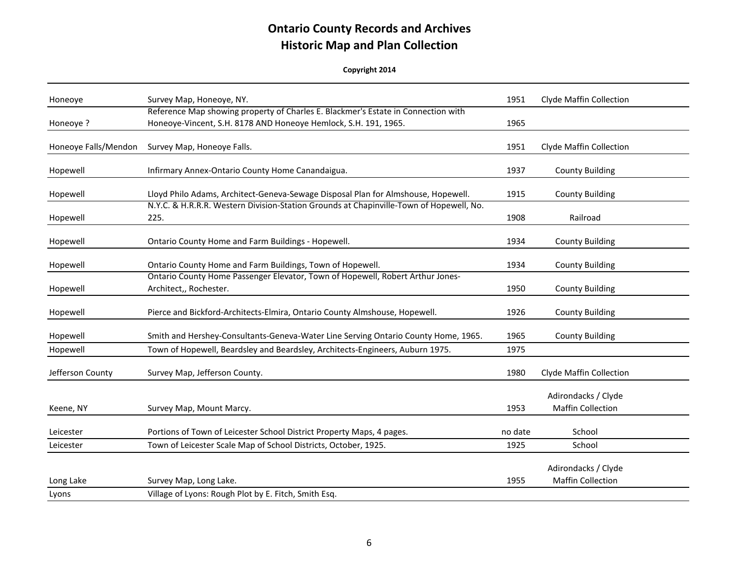# Ontario County Records and Archives
## Historic Map and Plan Collection

**Copyright 2014**

| | | | |
|---|---|---|---|
| Honeoye | Survey Map, Honeoye, NY. | 1951 | Clyde Maffin Collection |
| Honeoye ? | Reference Map showing property of Charles E. Blackmer's Estate in Connection with Honeoye-Vincent, S.H. 8178 AND Honeoye Hemlock, S.H. 191, 1965. | 1965 | |
| Honeoye Falls/Mendon | Survey Map, Honeoye Falls. | 1951 | Clyde Maffin Collection |
| Hopewell | Infirmary Annex-Ontario County Home Canandaigua. | 1937 | County Building |
| Hopewell | Lloyd Philo Adams, Architect-Geneva-Sewage Disposal Plan for Almshouse, Hopewell. | 1915 | County Building |
| Hopewell | N.Y.C. & H.R.R.R. Western Division-Station Grounds at Chapinville-Town of Hopewell, No. 225. | 1908 | Railroad |
| Hopewell | Ontario County Home and Farm Buildings - Hopewell. | 1934 | County Building |
| Hopewell | Ontario County Home and Farm Buildings, Town of Hopewell. | 1934 | County Building |
| Hopewell | Ontario County Home Passenger Elevator, Town of Hopewell, Robert Arthur Jones-Architect,, Rochester. | 1950 | County Building |
| Hopewell | Pierce and Bickford-Architects-Elmira, Ontario County Almshouse, Hopewell. | 1926 | County Building |
| Hopewell | Smith and Hershey-Consultants-Geneva-Water Line Serving Ontario County Home, 1965. | 1965 | County Building |
| Hopewell | Town of Hopewell, Beardsley and Beardsley, Architects-Engineers, Auburn 1975. | 1975 | |
| Jefferson County | Survey Map, Jefferson County. | 1980 | Clyde Maffin Collection |
| Keene, NY | Survey Map, Mount Marcy. | 1953 | Adirondacks / Clyde Maffin Collection |
| Leicester | Portions of Town of Leicester School District Property Maps, 4 pages. | no date | School |
| Leicester | Town of Leicester Scale Map of School Districts, October, 1925. | 1925 | School |
| Long Lake | Survey Map, Long Lake. | 1955 | Adirondacks / Clyde Maffin Collection |
| Lyons | Village of Lyons: Rough Plot by E. Fitch, Smith Esq. | | |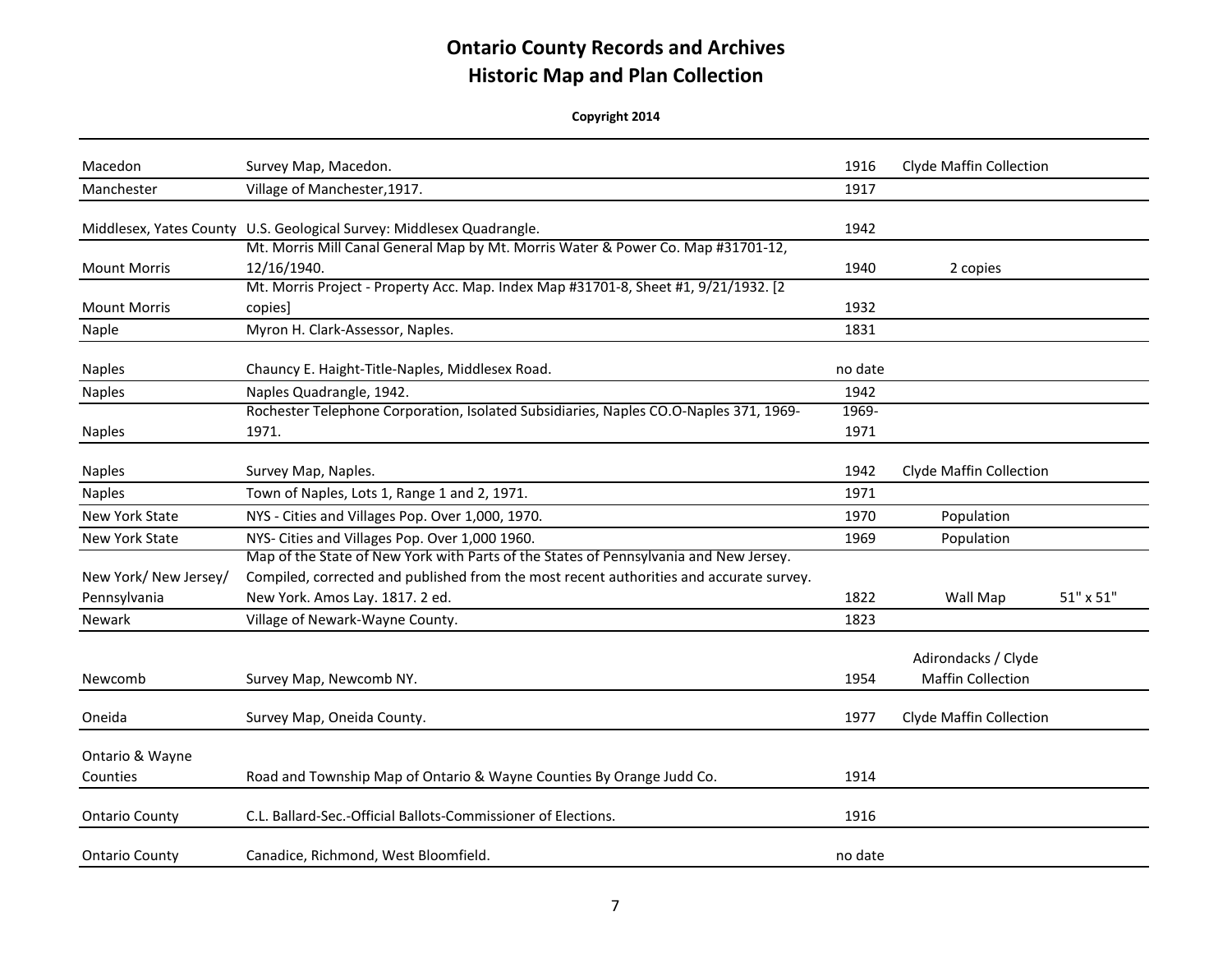# Ontario County Records and Archives
## Historic Map and Plan Collection

**Copyright 2014**

| | | | | |
|---|---|---|---|---|
| Macedon | Survey Map, Macedon. | 1916 | Clyde Maffin Collection | |
| Manchester | Village of Manchester,1917. | 1917 | | |
| Middlesex, Yates County | U.S. Geological Survey: Middlesex Quadrangle. | 1942 | | |
| Mount Morris | Mt. Morris Mill Canal General Map by Mt. Morris Water & Power Co. Map #31701-12, 12/16/1940. | 1940 | 2 copies | |
| Mount Morris | Mt. Morris Project - Property Acc. Map. Index Map #31701-8, Sheet #1, 9/21/1932. [2 copies] | 1932 | | |
| Naple | Myron H. Clark-Assessor, Naples. | 1831 | | |
| Naples | Chauncy E. Haight-Title-Naples, Middlesex Road. | no date | | |
| Naples | Naples Quadrangle, 1942. | 1942 | | |
| Naples | Rochester Telephone Corporation, Isolated Subsidiaries, Naples CO.O-Naples 371, 1969-1971. | 1969-1971 | | |
| Naples | Survey Map, Naples. | 1942 | Clyde Maffin Collection | |
| Naples | Town of Naples, Lots 1, Range 1 and 2, 1971. | 1971 | | |
| New York State | NYS - Cities and Villages Pop. Over 1,000, 1970. | 1970 | Population | |
| New York State | NYS- Cities and Villages Pop. Over 1,000 1960. | 1969 | Population | |
| New York/ New Jersey/ Pennsylvania | Map of the State of New York with Parts of the States of Pennsylvania and New Jersey. Compiled, corrected and published from the most recent authorities and accurate survey. New York. Amos Lay. 1817. 2 ed. | 1822 | Wall Map | 51" x 51" |
| Newark | Village of Newark-Wayne County. | 1823 | | |
| Newcomb | Survey Map, Newcomb NY. | 1954 | Adirondacks / Clyde Maffin Collection | |
| Oneida | Survey Map, Oneida County. | 1977 | Clyde Maffin Collection | |
| Ontario & Wayne Counties | Road and Township Map of Ontario & Wayne Counties By Orange Judd Co. | 1914 | | |
| Ontario County | C.L. Ballard-Sec.-Official Ballots-Commissioner of Elections. | 1916 | | |
| Ontario County | Canadice, Richmond, West Bloomfield. | no date | | |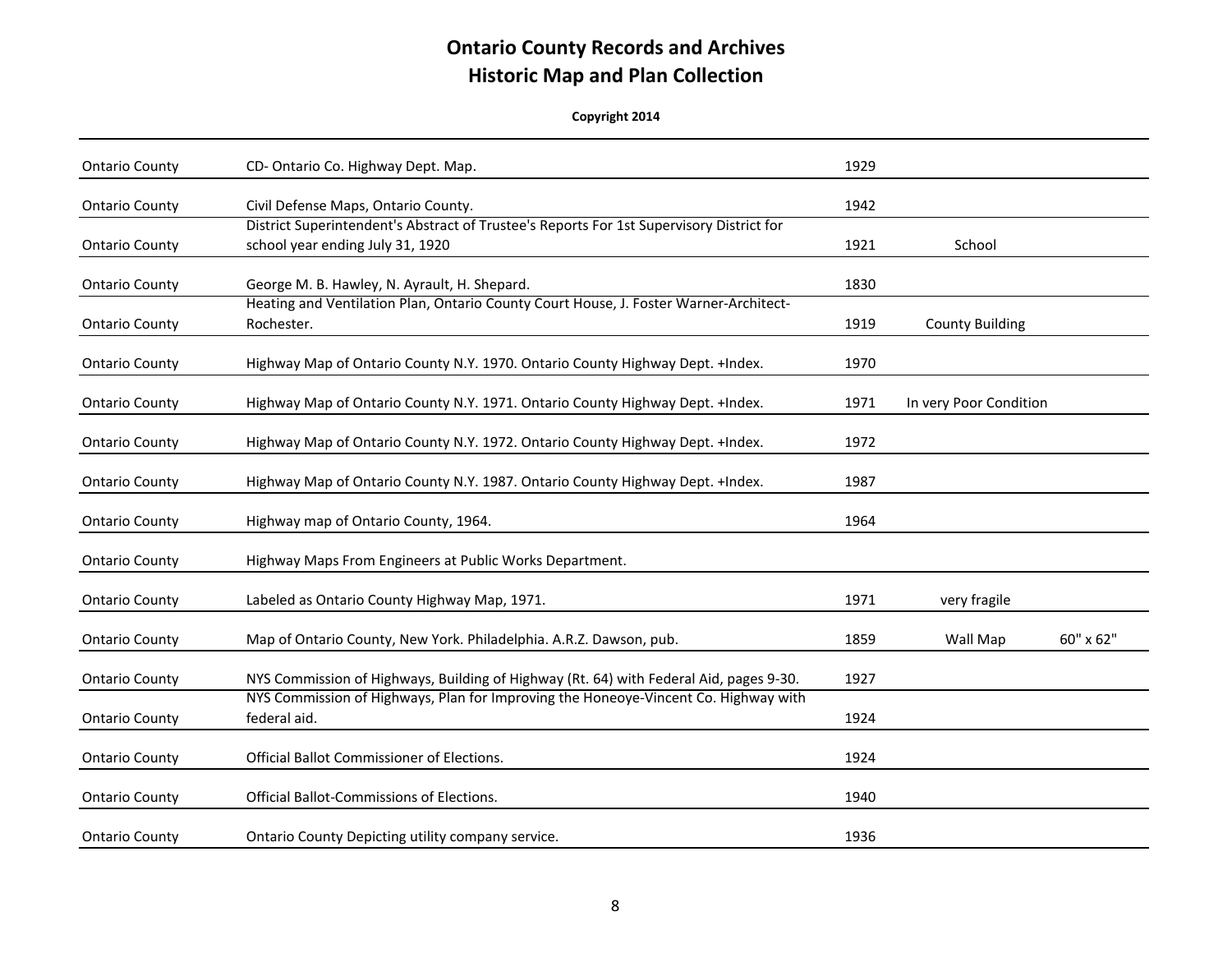# Ontario County Records and Archives
## Historic Map and Plan Collection

**Copyright 2014**

| | | | | |
|---|---|---|---|---|
| Ontario County | CD- Ontario Co. Highway Dept. Map. | 1929 | | |
| Ontario County | Civil Defense Maps, Ontario County. | 1942 | | |
| Ontario County | District Superintendent's Abstract of Trustee's Reports For 1st Supervisory District for school year ending July 31, 1920 | 1921 | School | |
| Ontario County | George M. B. Hawley, N. Ayrault, H. Shepard. | 1830 | | |
| Ontario County | Heating and Ventilation Plan, Ontario County Court House, J. Foster Warner-Architect-Rochester. | 1919 | County Building | |
| Ontario County | Highway Map of Ontario County N.Y. 1970. Ontario County Highway Dept. +Index. | 1970 | | |
| Ontario County | Highway Map of Ontario County N.Y. 1971. Ontario County Highway Dept. +Index. | 1971 | In very Poor Condition | |
| Ontario County | Highway Map of Ontario County N.Y. 1972. Ontario County Highway Dept. +Index. | 1972 | | |
| Ontario County | Highway Map of Ontario County N.Y. 1987. Ontario County Highway Dept. +Index. | 1987 | | |
| Ontario County | Highway map of Ontario County, 1964. | 1964 | | |
| Ontario County | Highway Maps From Engineers at Public Works Department. | | | |
| Ontario County | Labeled as Ontario County Highway Map, 1971. | 1971 | very fragile | |
| Ontario County | Map of Ontario County, New York. Philadelphia. A.R.Z. Dawson, pub. | 1859 | Wall Map | 60" x 62" |
| Ontario County | NYS Commission of Highways, Building of Highway (Rt. 64) with Federal Aid, pages 9-30. | 1927 | | |
| Ontario County | NYS Commission of Highways, Plan for Improving the Honeoye-Vincent Co. Highway with federal aid. | 1924 | | |
| Ontario County | Official Ballot Commissioner of Elections. | 1924 | | |
| Ontario County | Official Ballot-Commissions of Elections. | 1940 | | |
| Ontario County | Ontario County Depicting utility company service. | 1936 | | |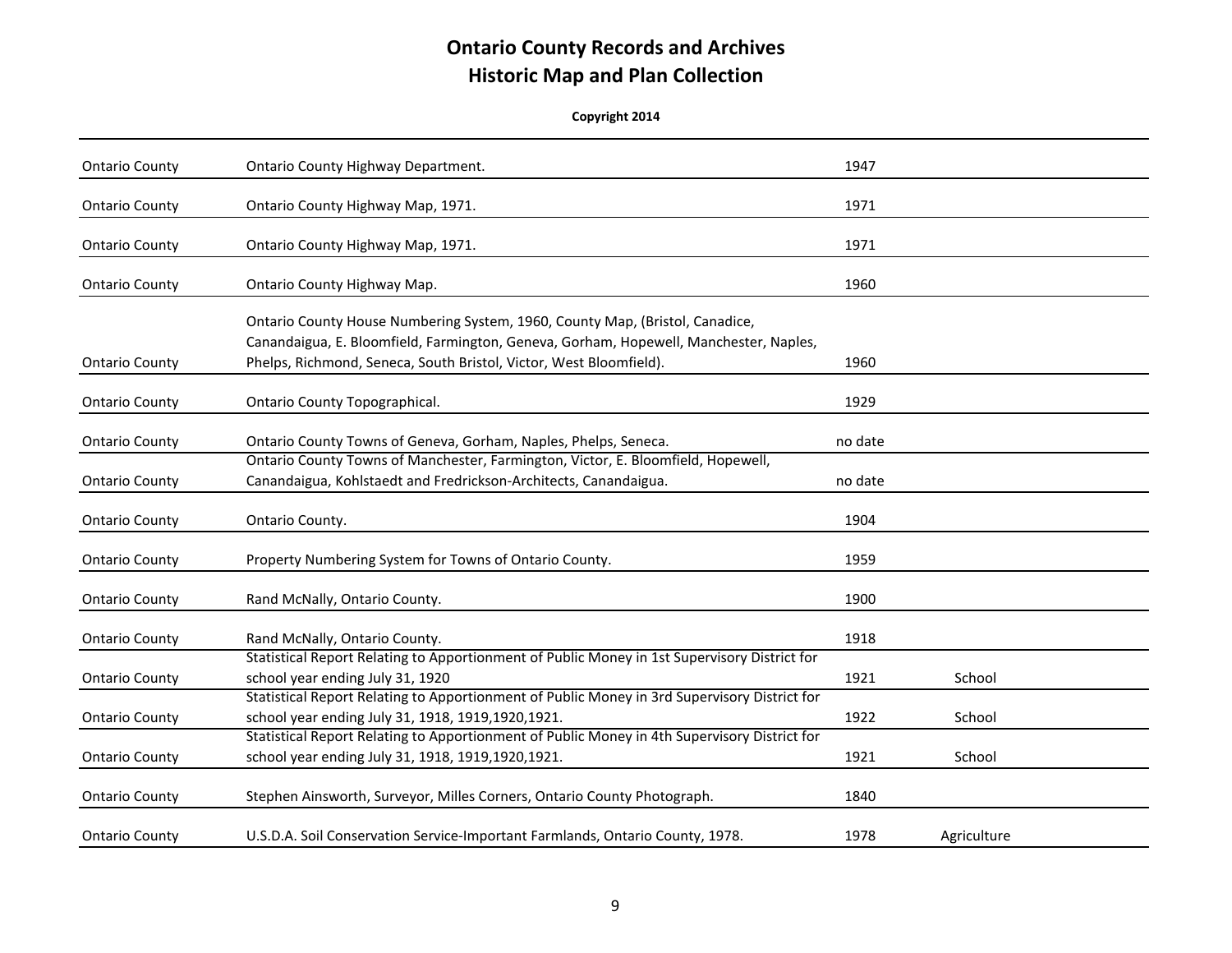# Ontario County Records and Archives
## Historic Map and Plan Collection

**Copyright 2014**

| | | | |
|---|---|---|---|
| Ontario County | Ontario County Highway Department. | 1947 | |
| Ontario County | Ontario County Highway Map, 1971. | 1971 | |
| Ontario County | Ontario County Highway Map, 1971. | 1971 | |
| Ontario County | Ontario County Highway Map. | 1960 | |
| Ontario County | Ontario County House Numbering System, 1960, County Map, (Bristol, Canadice, Canandaigua, E. Bloomfield, Farmington, Geneva, Gorham, Hopewell, Manchester, Naples, Phelps, Richmond, Seneca, South Bristol, Victor, West Bloomfield). | 1960 | |
| Ontario County | Ontario County Topographical. | 1929 | |
| Ontario County | Ontario County Towns of Geneva, Gorham, Naples, Phelps, Seneca. | no date | |
| Ontario County | Ontario County Towns of Manchester, Farmington, Victor, E. Bloomfield, Hopewell, Canandaigua, Kohlstaedt and Fredrickson-Architects, Canandaigua. | no date | |
| Ontario County | Ontario County. | 1904 | |
| Ontario County | Property Numbering System for Towns of Ontario County. | 1959 | |
| Ontario County | Rand McNally, Ontario County. | 1900 | |
| Ontario County | Rand McNally, Ontario County. | 1918 | |
| Ontario County | Statistical Report Relating to Apportionment of Public Money in 1st Supervisory District for school year ending July 31, 1920 | 1921 | School |
| Ontario County | Statistical Report Relating to Apportionment of Public Money in 3rd Supervisory District for school year ending July 31, 1918, 1919,1920,1921. | 1922 | School |
| Ontario County | Statistical Report Relating to Apportionment of Public Money in 4th Supervisory District for school year ending July 31, 1918, 1919,1920,1921. | 1921 | School |
| Ontario County | Stephen Ainsworth, Surveyor, Milles Corners, Ontario County Photograph. | 1840 | |
| Ontario County | U.S.D.A. Soil Conservation Service-Important Farmlands, Ontario County, 1978. | 1978 | Agriculture |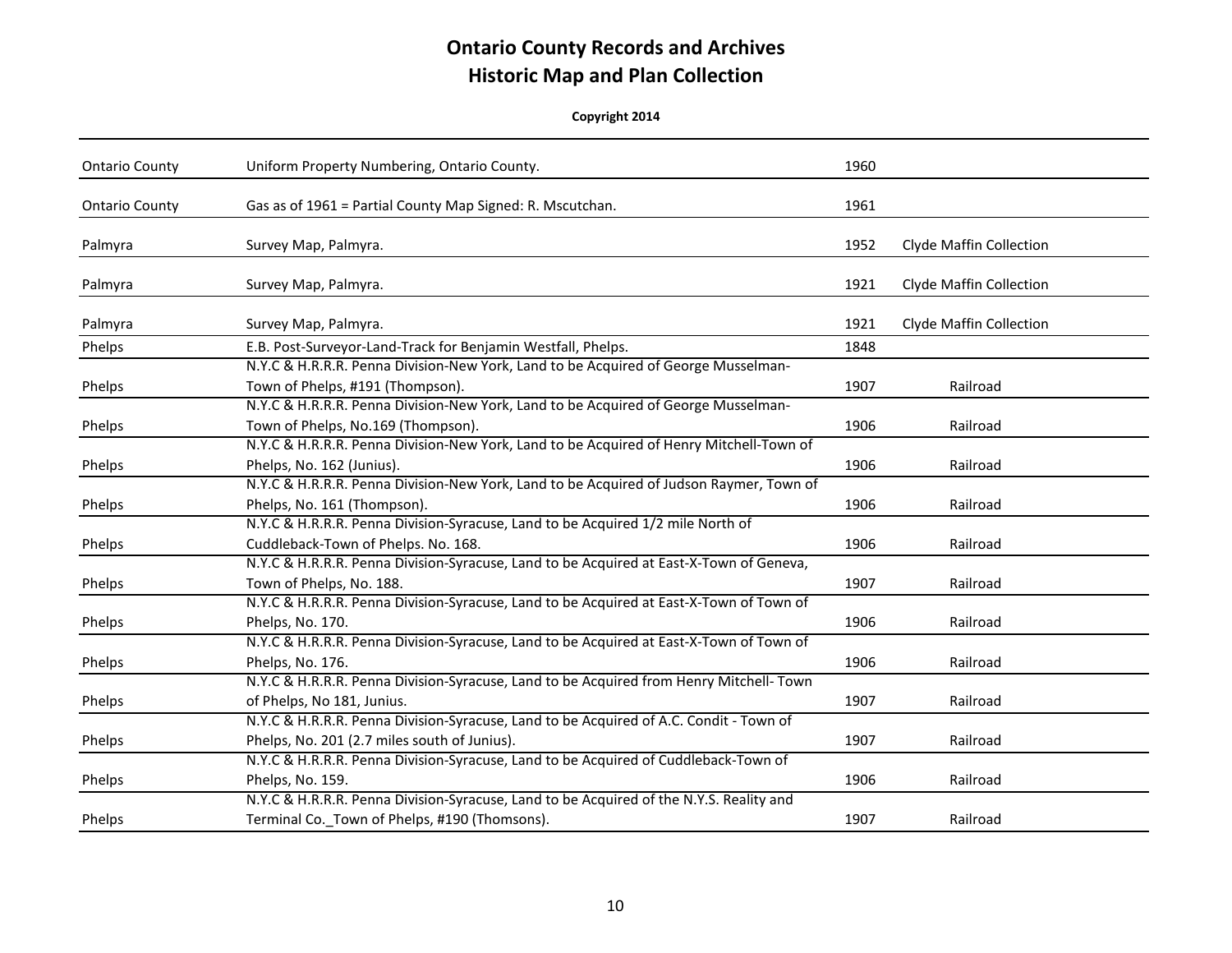# Ontario County Records and Archives
## Historic Map and Plan Collection

**Copyright 2014**

| | | | |
|---|---|---|---|
| Ontario County | Uniform Property Numbering, Ontario County. | 1960 | |
| Ontario County | Gas as of 1961 = Partial County Map Signed: R. Mscutchan. | 1961 | |
| Palmyra | Survey Map, Palmyra. | 1952 | Clyde Maffin Collection |
| Palmyra | Survey Map, Palmyra. | 1921 | Clyde Maffin Collection |
| Palmyra | Survey Map, Palmyra. | 1921 | Clyde Maffin Collection |
| Phelps | E.B. Post-Surveyor-Land-Track for Benjamin Westfall, Phelps. | 1848 | |
| Phelps | N.Y.C & H.R.R.R. Penna Division-New York, Land to be Acquired of George Musselman-Town of Phelps, #191 (Thompson). | 1907 | Railroad |
| Phelps | N.Y.C & H.R.R.R. Penna Division-New York, Land to be Acquired of George Musselman-Town of Phelps, No.169 (Thompson). | 1906 | Railroad |
| Phelps | N.Y.C & H.R.R.R. Penna Division-New York, Land to be Acquired of Henry Mitchell-Town of Phelps, No. 162 (Junius). | 1906 | Railroad |
| Phelps | N.Y.C & H.R.R.R. Penna Division-New York, Land to be Acquired of Judson Raymer, Town of Phelps, No. 161 (Thompson). | 1906 | Railroad |
| Phelps | N.Y.C & H.R.R.R. Penna Division-Syracuse, Land to be Acquired 1/2 mile North of Cuddleback-Town of Phelps. No. 168. | 1906 | Railroad |
| Phelps | N.Y.C & H.R.R.R. Penna Division-Syracuse, Land to be Acquired at East-X-Town of Geneva, Town of Phelps, No. 188. | 1907 | Railroad |
| Phelps | N.Y.C & H.R.R.R. Penna Division-Syracuse, Land to be Acquired at East-X-Town of Town of Phelps, No. 170. | 1906 | Railroad |
| Phelps | N.Y.C & H.R.R.R. Penna Division-Syracuse, Land to be Acquired at East-X-Town of Town of Phelps, No. 176. | 1906 | Railroad |
| Phelps | N.Y.C & H.R.R.R. Penna Division-Syracuse, Land to be Acquired from Henry Mitchell- Town of Phelps, No 181, Junius. | 1907 | Railroad |
| Phelps | N.Y.C & H.R.R.R. Penna Division-Syracuse, Land to be Acquired of A.C. Condit - Town of Phelps, No. 201 (2.7 miles south of Junius). | 1907 | Railroad |
| Phelps | N.Y.C & H.R.R.R. Penna Division-Syracuse, Land to be Acquired of Cuddleback-Town of Phelps, No. 159. | 1906 | Railroad |
| Phelps | N.Y.C & H.R.R.R. Penna Division-Syracuse, Land to be Acquired of the N.Y.S. Reality and Terminal Co._Town of Phelps, #190 (Thomsons). | 1907 | Railroad |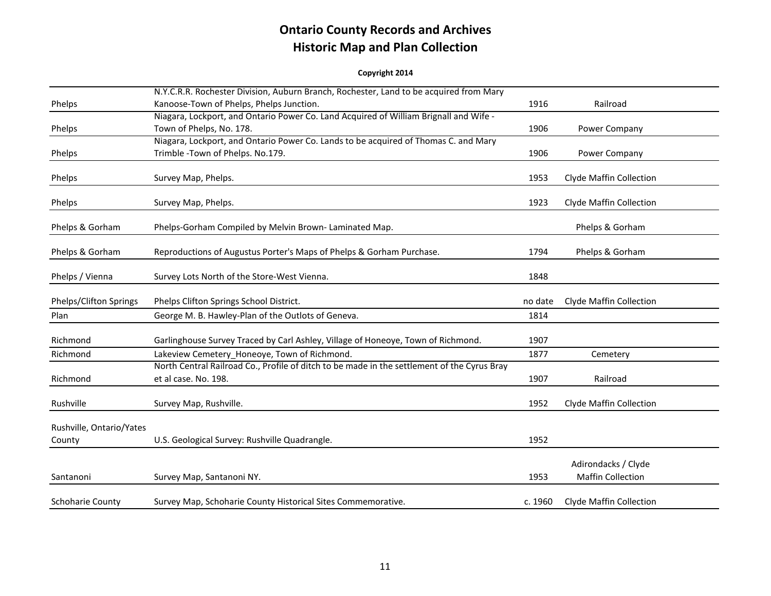# Ontario County Records and Archives
# Historic Map and Plan Collection

**Copyright 2014**

| | | | |
|---|---|---|---|
| Phelps | N.Y.C.R.R. Rochester Division, Auburn Branch, Rochester, Land to be acquired from Mary Kanoose-Town of Phelps, Phelps Junction. | 1916 | Railroad |
| Phelps | Niagara, Lockport, and Ontario Power Co. Land Acquired of William Brignall and Wife - Town of Phelps, No. 178. | 1906 | Power Company |
| Phelps | Niagara, Lockport, and Ontario Power Co. Lands to be acquired of Thomas C. and Mary Trimble -Town of Phelps. No.179. | 1906 | Power Company |
| Phelps | Survey Map, Phelps. | 1953 | Clyde Maffin Collection |
| Phelps | Survey Map, Phelps. | 1923 | Clyde Maffin Collection |
| Phelps & Gorham | Phelps-Gorham Compiled by Melvin Brown- Laminated Map. | | Phelps & Gorham |
| Phelps & Gorham | Reproductions of Augustus Porter's Maps of Phelps & Gorham Purchase. | 1794 | Phelps & Gorham |
| Phelps / Vienna | Survey Lots North of the Store-West Vienna. | 1848 | |
| Phelps/Clifton Springs | Phelps Clifton Springs School District. | no date | Clyde Maffin Collection |
| Plan | George M. B. Hawley-Plan of the Outlots of Geneva. | 1814 | |
| Richmond | Garlinghouse Survey Traced by Carl Ashley, Village of Honeoye, Town of Richmond. | 1907 | |
| Richmond | Lakeview Cemetery_Honeoye, Town of Richmond. | 1877 | Cemetery |
| Richmond | North Central Railroad Co., Profile of ditch to be made in the settlement of the Cyrus Bray et al case. No. 198. | 1907 | Railroad |
| Rushville | Survey Map, Rushville. | 1952 | Clyde Maffin Collection |
| Rushville, Ontario/Yates County | U.S. Geological Survey: Rushville Quadrangle. | 1952 | |
| Santanoni | Survey Map, Santanoni NY. | 1953 | Adirondacks / Clyde Maffin Collection |
| Schoharie County | Survey Map, Schoharie County Historical Sites Commemorative. | c. 1960 | Clyde Maffin Collection |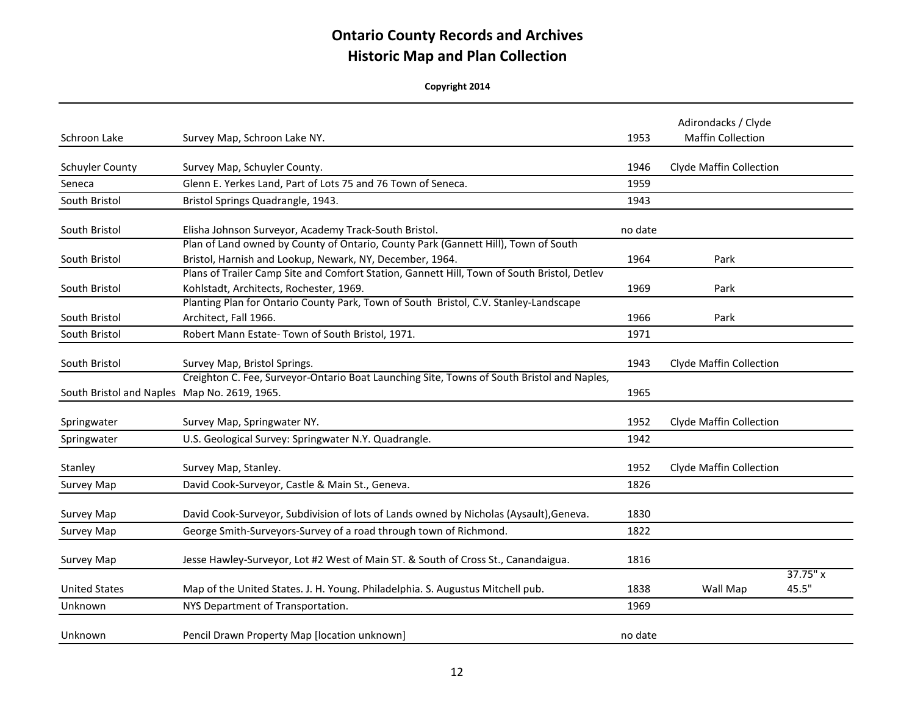# Ontario County Records and Archives
## Historic Map and Plan Collection

**Copyright 2014**

| | | | | |
|---|---|---|---|---|
| Schroon Lake | Survey Map, Schroon Lake NY. | 1953 | Adirondacks / Clyde Maffin Collection | |
| Schuyler County | Survey Map, Schuyler County. | 1946 | Clyde Maffin Collection | |
| Seneca | Glenn E. Yerkes Land, Part of Lots 75 and 76 Town of Seneca. | 1959 | | |
| South Bristol | Bristol Springs Quadrangle, 1943. | 1943 | | |
| South Bristol | Elisha Johnson Surveyor, Academy Track-South Bristol. | no date | | |
| South Bristol | Plan of Land owned by County of Ontario, County Park (Gannett Hill), Town of South Bristol, Harnish and Lookup, Newark, NY, December, 1964. | 1964 | Park | |
| South Bristol | Plans of Trailer Camp Site and Comfort Station, Gannett Hill, Town of South Bristol, Detlev Kohlstadt, Architects, Rochester, 1969. | 1969 | Park | |
| South Bristol | Planting Plan for Ontario County Park, Town of South Bristol, C.V. Stanley-Landscape Architect, Fall 1966. | 1966 | Park | |
| South Bristol | Robert Mann Estate- Town of South Bristol, 1971. | 1971 | | |
| South Bristol | Survey Map, Bristol Springs. | 1943 | Clyde Maffin Collection | |
| South Bristol and Naples | Creighton C. Fee, Surveyor-Ontario Boat Launching Site, Towns of South Bristol and Naples, Map No. 2619, 1965. | 1965 | | |
| Springwater | Survey Map, Springwater NY. | 1952 | Clyde Maffin Collection | |
| Springwater | U.S. Geological Survey: Springwater N.Y. Quadrangle. | 1942 | | |
| Stanley | Survey Map, Stanley. | 1952 | Clyde Maffin Collection | |
| Survey Map | David Cook-Surveyor, Castle & Main St., Geneva. | 1826 | | |
| Survey Map | David Cook-Surveyor, Subdivision of lots of Lands owned by Nicholas (Aysault),Geneva. | 1830 | | |
| Survey Map | George Smith-Surveyors-Survey of a road through town of Richmond. | 1822 | | |
| Survey Map | Jesse Hawley-Surveyor, Lot #2 West of Main ST. & South of Cross St., Canandaigua. | 1816 | | |
| United States | Map of the United States. J. H. Young. Philadelphia. S. Augustus Mitchell pub. | 1838 | Wall Map | 37.75" x 45.5" |
| Unknown | NYS Department of Transportation. | 1969 | | |
| Unknown | Pencil Drawn Property Map [location unknown] | no date | | |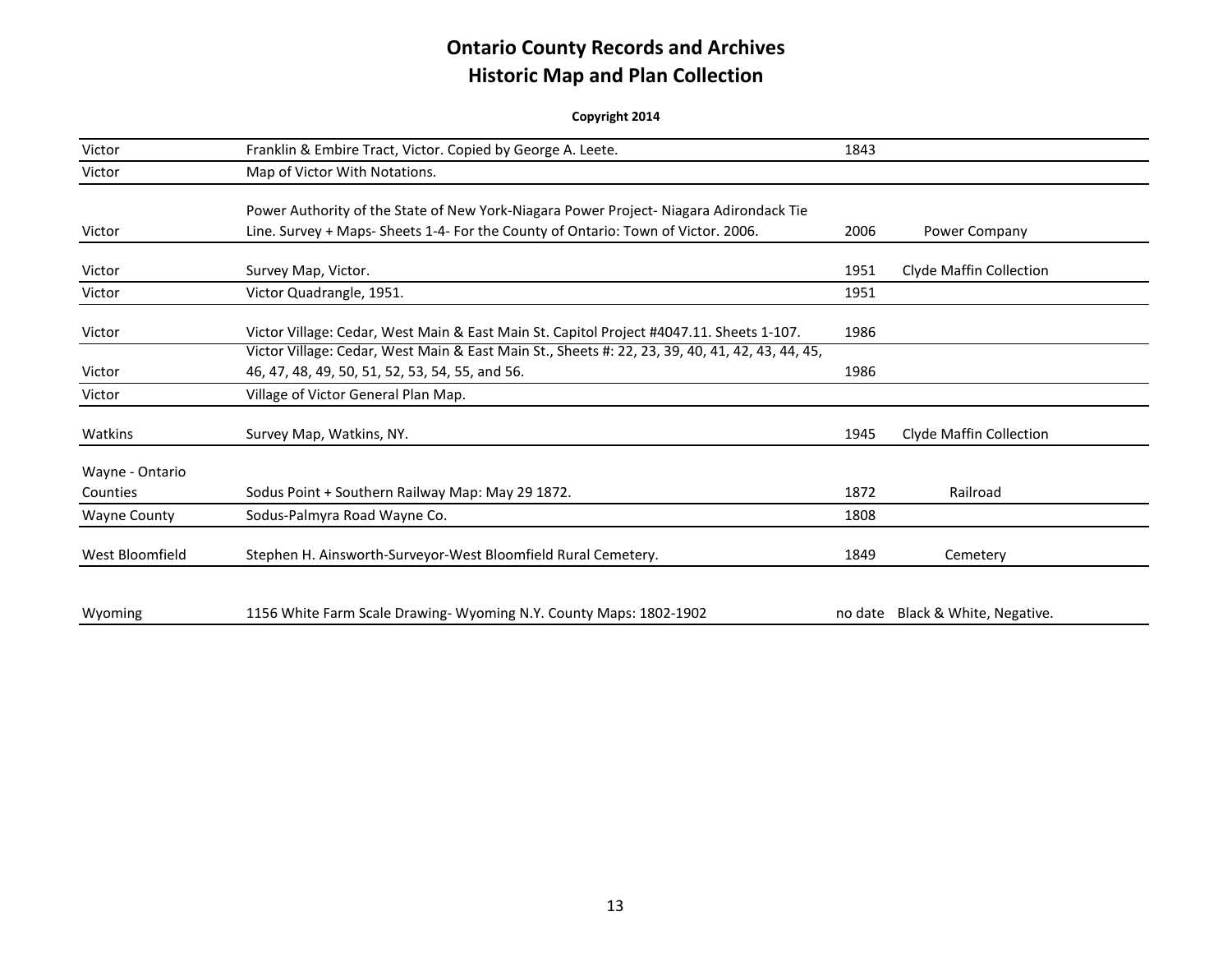# Ontario County Records and Archives
## Historic Map and Plan Collection

**Copyright 2014**

| | | | |
|---|---|---|---|
| Victor | Franklin & Embire Tract, Victor. Copied by George A. Leete. | 1843 | |
| Victor | Map of Victor With Notations. | | |
| Victor | Power Authority of the State of New York-Niagara Power Project- Niagara Adirondack Tie Line. Survey + Maps- Sheets 1-4- For the County of Ontario: Town of Victor. 2006. | 2006 | Power Company |
| Victor | Survey Map, Victor. | 1951 | Clyde Maffin Collection |
| Victor | Victor Quadrangle, 1951. | 1951 | |
| Victor | Victor Village: Cedar, West Main & East Main St. Capitol Project #4047.11. Sheets 1-107. | 1986 | |
| Victor | Victor Village: Cedar, West Main & East Main St., Sheets #: 22, 23, 39, 40, 41, 42, 43, 44, 45, 46, 47, 48, 49, 50, 51, 52, 53, 54, 55, and 56. | 1986 | |
| Victor | Village of Victor General Plan Map. | | |
| Watkins | Survey Map, Watkins, NY. | 1945 | Clyde Maffin Collection |
| Wayne - Ontario Counties | Sodus Point + Southern Railway Map: May 29 1872. | 1872 | Railroad |
| Wayne County | Sodus-Palmyra Road Wayne Co. | 1808 | |
| West Bloomfield | Stephen H. Ainsworth-Surveyor-West Bloomfield Rural Cemetery. | 1849 | Cemetery |
| Wyoming | 1156 White Farm Scale Drawing- Wyoming N.Y. County Maps: 1802-1902 | no date | Black & White, Negative. |